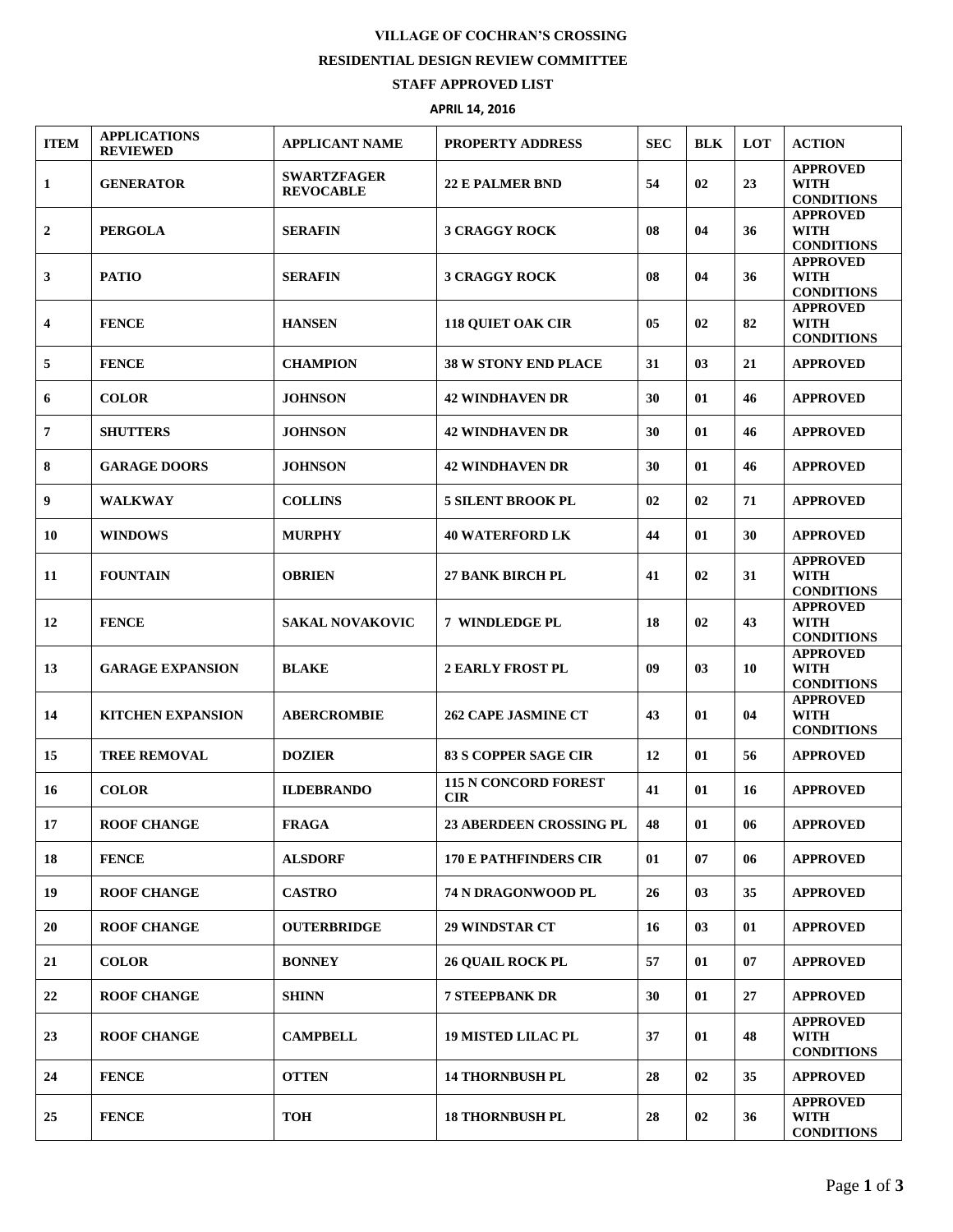**VILLAGE OF COCHRAN'S CROSSING**

**RESIDENTIAL DESIGN REVIEW COMMITTEE**

**STAFF APPROVED LIST**

**APRIL 14, 2016**

| ITEM | APPLICATIONS REVIEWED | APPLICANT NAME | PROPERTY ADDRESS | SEC | BLK | LOT | ACTION |
|---|---|---|---|---|---|---|---|
| 1 | GENERATOR | SWARTZFAGER REVOCABLE | 22 E PALMER BND | 54 | 02 | 23 | APPROVED WITH CONDITIONS |
| 2 | PERGOLA | SERAFIN | 3 CRAGGY ROCK | 08 | 04 | 36 | APPROVED WITH CONDITIONS |
| 3 | PATIO | SERAFIN | 3 CRAGGY ROCK | 08 | 04 | 36 | APPROVED WITH CONDITIONS |
| 4 | FENCE | HANSEN | 118 QUIET OAK CIR | 05 | 02 | 82 | APPROVED WITH CONDITIONS |
| 5 | FENCE | CHAMPION | 38 W STONY END PLACE | 31 | 03 | 21 | APPROVED |
| 6 | COLOR | JOHNSON | 42 WINDHAVEN DR | 30 | 01 | 46 | APPROVED |
| 7 | SHUTTERS | JOHNSON | 42 WINDHAVEN DR | 30 | 01 | 46 | APPROVED |
| 8 | GARAGE DOORS | JOHNSON | 42 WINDHAVEN DR | 30 | 01 | 46 | APPROVED |
| 9 | WALKWAY | COLLINS | 5 SILENT BROOK PL | 02 | 02 | 71 | APPROVED |
| 10 | WINDOWS | MURPHY | 40 WATERFORD LK | 44 | 01 | 30 | APPROVED |
| 11 | FOUNTAIN | OBRIEN | 27 BANK BIRCH PL | 41 | 02 | 31 | APPROVED WITH CONDITIONS |
| 12 | FENCE | SAKAL NOVAKOVIC | 7 WINDLEDGE PL | 18 | 02 | 43 | APPROVED WITH CONDITIONS |
| 13 | GARAGE EXPANSION | BLAKE | 2 EARLY FROST PL | 09 | 03 | 10 | APPROVED WITH CONDITIONS |
| 14 | KITCHEN EXPANSION | ABERCROMBIE | 262 CAPE JASMINE CT | 43 | 01 | 04 | APPROVED WITH CONDITIONS |
| 15 | TREE REMOVAL | DOZIER | 83 S COPPER SAGE CIR | 12 | 01 | 56 | APPROVED |
| 16 | COLOR | ILDEBRANDO | 115 N CONCORD FOREST CIR | 41 | 01 | 16 | APPROVED |
| 17 | ROOF CHANGE | FRAGA | 23 ABERDEEN CROSSING PL | 48 | 01 | 06 | APPROVED |
| 18 | FENCE | ALSDORF | 170 E PATHFINDERS CIR | 01 | 07 | 06 | APPROVED |
| 19 | ROOF CHANGE | CASTRO | 74 N DRAGONWOOD PL | 26 | 03 | 35 | APPROVED |
| 20 | ROOF CHANGE | OUTERBRIDGE | 29 WINDSTAR CT | 16 | 03 | 01 | APPROVED |
| 21 | COLOR | BONNEY | 26 QUAIL ROCK PL | 57 | 01 | 07 | APPROVED |
| 22 | ROOF CHANGE | SHINN | 7 STEEPBANK DR | 30 | 01 | 27 | APPROVED |
| 23 | ROOF CHANGE | CAMPBELL | 19 MISTED LILAC PL | 37 | 01 | 48 | APPROVED WITH CONDITIONS |
| 24 | FENCE | OTTEN | 14 THORNBUSH PL | 28 | 02 | 35 | APPROVED |
| 25 | FENCE | TOH | 18 THORNBUSH PL | 28 | 02 | 36 | APPROVED WITH CONDITIONS |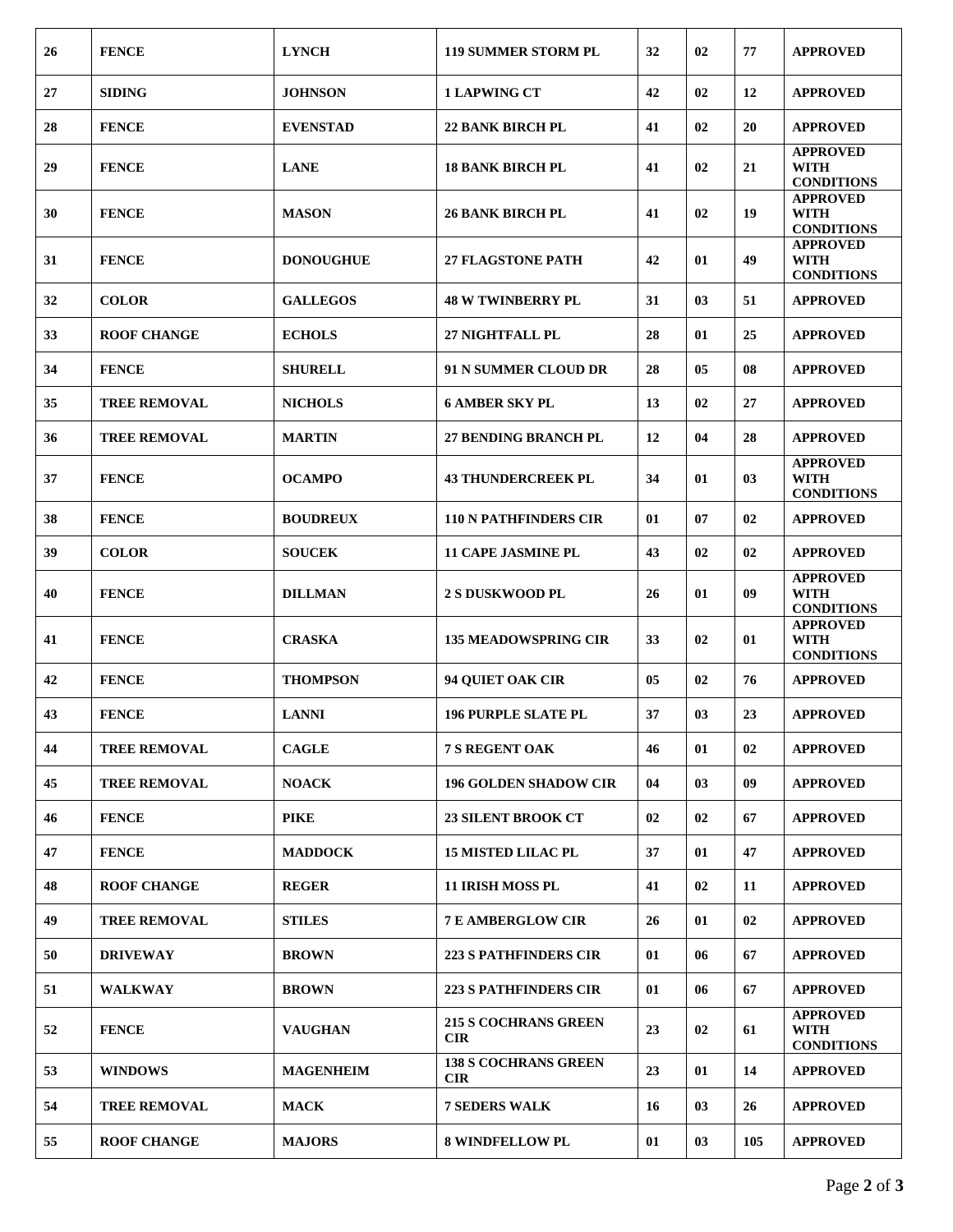| 26 | FENCE | LYNCH | 119 SUMMER STORM PL | 32 | 02 | 77 | APPROVED |
|---|---|---|---|---|---|---|---|
| 27 | SIDING | JOHNSON | 1 LAPWING CT | 42 | 02 | 12 | APPROVED |
| 28 | FENCE | EVENSTAD | 22 BANK BIRCH PL | 41 | 02 | 20 | APPROVED |
| 29 | FENCE | LANE | 18 BANK BIRCH PL | 41 | 02 | 21 | APPROVED WITH CONDITIONS |
| 30 | FENCE | MASON | 26 BANK BIRCH PL | 41 | 02 | 19 | APPROVED WITH CONDITIONS |
| 31 | FENCE | DONOUGHUE | 27 FLAGSTONE PATH | 42 | 01 | 49 | APPROVED WITH CONDITIONS |
| 32 | COLOR | GALLEGOS | 48 W TWINBERRY PL | 31 | 03 | 51 | APPROVED |
| 33 | ROOF CHANGE | ECHOLS | 27 NIGHTFALL PL | 28 | 01 | 25 | APPROVED |
| 34 | FENCE | SHURELL | 91 N SUMMER CLOUD DR | 28 | 05 | 08 | APPROVED |
| 35 | TREE REMOVAL | NICHOLS | 6 AMBER SKY PL | 13 | 02 | 27 | APPROVED |
| 36 | TREE REMOVAL | MARTIN | 27 BENDING BRANCH PL | 12 | 04 | 28 | APPROVED |
| 37 | FENCE | OCAMPO | 43 THUNDERCREEK PL | 34 | 01 | 03 | APPROVED WITH CONDITIONS |
| 38 | FENCE | BOUDREUX | 110 N PATHFINDERS CIR | 01 | 07 | 02 | APPROVED |
| 39 | COLOR | SOUCEK | 11 CAPE JASMINE PL | 43 | 02 | 02 | APPROVED |
| 40 | FENCE | DILLMAN | 2 S DUSKWOOD PL | 26 | 01 | 09 | APPROVED WITH CONDITIONS |
| 41 | FENCE | CRASKA | 135 MEADOWSPRING CIR | 33 | 02 | 01 | APPROVED WITH CONDITIONS |
| 42 | FENCE | THOMPSON | 94 QUIET OAK CIR | 05 | 02 | 76 | APPROVED |
| 43 | FENCE | LANNI | 196 PURPLE SLATE PL | 37 | 03 | 23 | APPROVED |
| 44 | TREE REMOVAL | CAGLE | 7 S REGENT OAK | 46 | 01 | 02 | APPROVED |
| 45 | TREE REMOVAL | NOACK | 196 GOLDEN SHADOW CIR | 04 | 03 | 09 | APPROVED |
| 46 | FENCE | PIKE | 23 SILENT BROOK CT | 02 | 02 | 67 | APPROVED |
| 47 | FENCE | MADDOCK | 15 MISTED LILAC PL | 37 | 01 | 47 | APPROVED |
| 48 | ROOF CHANGE | REGER | 11 IRISH MOSS PL | 41 | 02 | 11 | APPROVED |
| 49 | TREE REMOVAL | STILES | 7 E AMBERGLOW CIR | 26 | 01 | 02 | APPROVED |
| 50 | DRIVEWAY | BROWN | 223 S PATHFINDERS CIR | 01 | 06 | 67 | APPROVED |
| 51 | WALKWAY | BROWN | 223 S PATHFINDERS CIR | 01 | 06 | 67 | APPROVED |
| 52 | FENCE | VAUGHAN | 215 S COCHRANS GREEN CIR | 23 | 02 | 61 | APPROVED WITH CONDITIONS |
| 53 | WINDOWS | MAGENHEIM | 138 S COCHRANS GREEN CIR | 23 | 01 | 14 | APPROVED |
| 54 | TREE REMOVAL | MACK | 7 SEDERS WALK | 16 | 03 | 26 | APPROVED |
| 55 | ROOF CHANGE | MAJORS | 8 WINDFELLOW PL | 01 | 03 | 105 | APPROVED |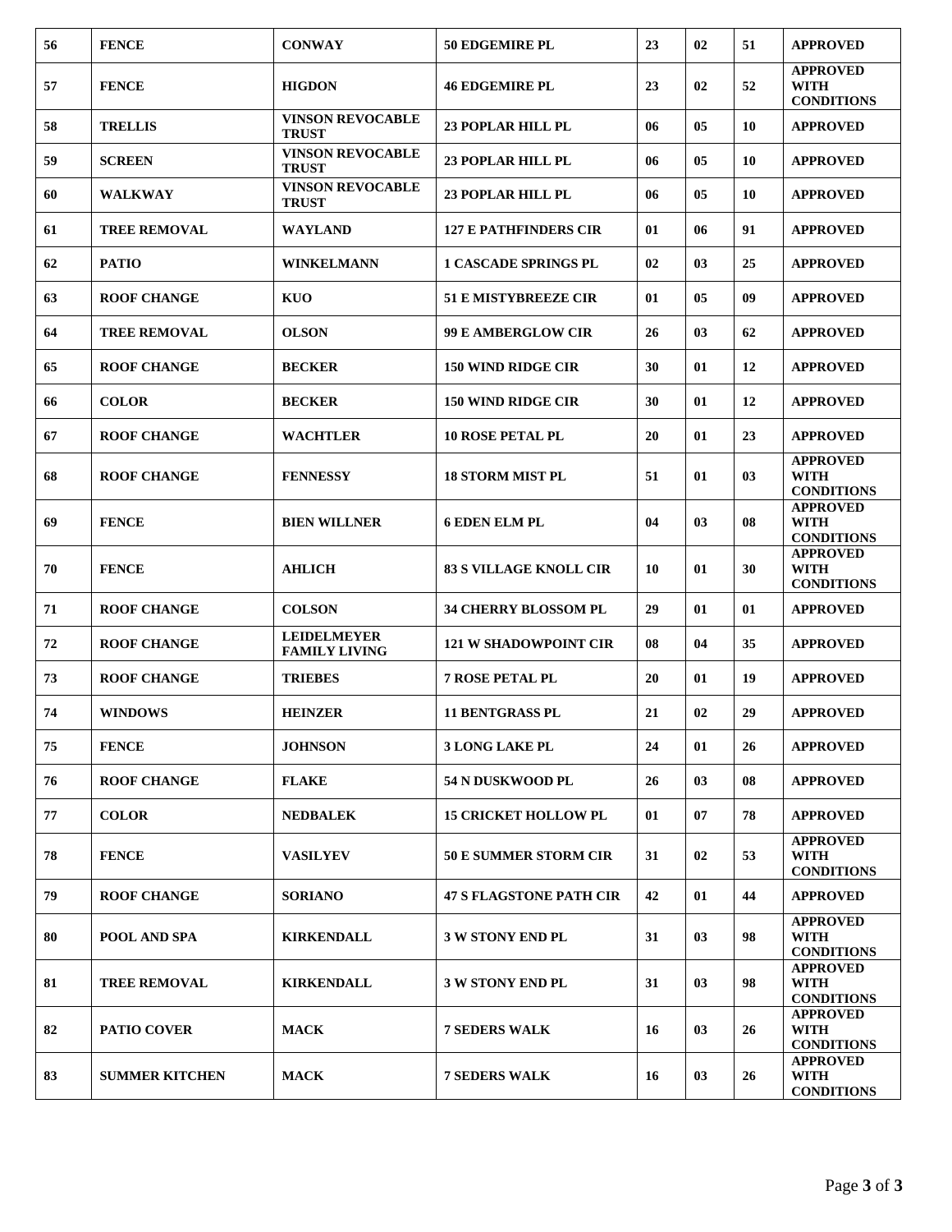| | | | | | | | |
|---|---|---|---|---|---|---|---|
| 56 | FENCE | CONWAY | 50 EDGEMIRE PL | 23 | 02 | 51 | APPROVED |
| 57 | FENCE | HIGDON | 46 EDGEMIRE PL | 23 | 02 | 52 | APPROVED WITH CONDITIONS |
| 58 | TRELLIS | VINSON REVOCABLE TRUST | 23 POPLAR HILL PL | 06 | 05 | 10 | APPROVED |
| 59 | SCREEN | VINSON REVOCABLE TRUST | 23 POPLAR HILL PL | 06 | 05 | 10 | APPROVED |
| 60 | WALKWAY | VINSON REVOCABLE TRUST | 23 POPLAR HILL PL | 06 | 05 | 10 | APPROVED |
| 61 | TREE REMOVAL | WAYLAND | 127 E PATHFINDERS CIR | 01 | 06 | 91 | APPROVED |
| 62 | PATIO | WINKELMANN | 1 CASCADE SPRINGS PL | 02 | 03 | 25 | APPROVED |
| 63 | ROOF CHANGE | KUO | 51 E MISTYBREEZE CIR | 01 | 05 | 09 | APPROVED |
| 64 | TREE REMOVAL | OLSON | 99 E AMBERGLOW CIR | 26 | 03 | 62 | APPROVED |
| 65 | ROOF CHANGE | BECKER | 150 WIND RIDGE CIR | 30 | 01 | 12 | APPROVED |
| 66 | COLOR | BECKER | 150 WIND RIDGE CIR | 30 | 01 | 12 | APPROVED |
| 67 | ROOF CHANGE | WACHTLER | 10 ROSE PETAL PL | 20 | 01 | 23 | APPROVED |
| 68 | ROOF CHANGE | FENNESSY | 18 STORM MIST PL | 51 | 01 | 03 | APPROVED WITH CONDITIONS |
| 69 | FENCE | BIEN WILLNER | 6 EDEN ELM PL | 04 | 03 | 08 | APPROVED WITH CONDITIONS |
| 70 | FENCE | AHLICH | 83 S VILLAGE KNOLL CIR | 10 | 01 | 30 | APPROVED WITH CONDITIONS |
| 71 | ROOF CHANGE | COLSON | 34 CHERRY BLOSSOM PL | 29 | 01 | 01 | APPROVED |
| 72 | ROOF CHANGE | LEIDELMEYER FAMILY LIVING | 121 W SHADOWPOINT CIR | 08 | 04 | 35 | APPROVED |
| 73 | ROOF CHANGE | TRIEBES | 7 ROSE PETAL PL | 20 | 01 | 19 | APPROVED |
| 74 | WINDOWS | HEINZER | 11 BENTGRASS PL | 21 | 02 | 29 | APPROVED |
| 75 | FENCE | JOHNSON | 3 LONG LAKE PL | 24 | 01 | 26 | APPROVED |
| 76 | ROOF CHANGE | FLAKE | 54 N DUSKWOOD PL | 26 | 03 | 08 | APPROVED |
| 77 | COLOR | NEDBALEK | 15 CRICKET HOLLOW PL | 01 | 07 | 78 | APPROVED |
| 78 | FENCE | VASILYEV | 50 E SUMMER STORM CIR | 31 | 02 | 53 | APPROVED WITH CONDITIONS |
| 79 | ROOF CHANGE | SORIANO | 47 S FLAGSTONE PATH CIR | 42 | 01 | 44 | APPROVED |
| 80 | POOL AND SPA | KIRKENDALL | 3 W STONY END PL | 31 | 03 | 98 | APPROVED WITH CONDITIONS |
| 81 | TREE REMOVAL | KIRKENDALL | 3 W STONY END PL | 31 | 03 | 98 | APPROVED WITH CONDITIONS |
| 82 | PATIO COVER | MACK | 7 SEDERS WALK | 16 | 03 | 26 | APPROVED WITH CONDITIONS |
| 83 | SUMMER KITCHEN | MACK | 7 SEDERS WALK | 16 | 03 | 26 | APPROVED WITH CONDITIONS |